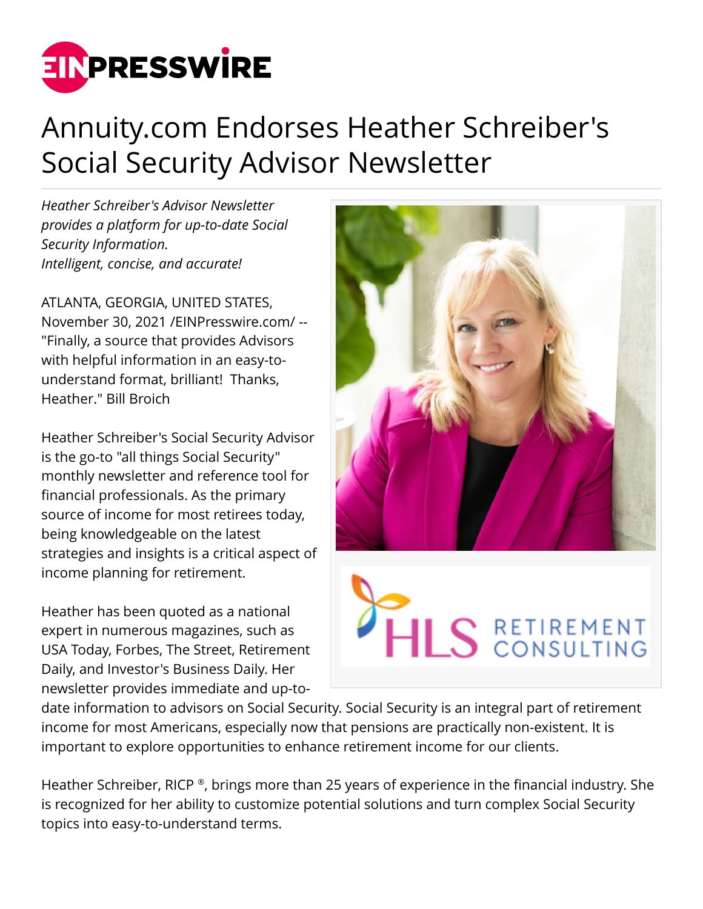# Annuity.com Endorses Heather Schreiber's Social Security Advisor Newsletter

*Heather Schreiber's Advisor Newsletter provides a platform for up-to-date Social Security Information.*
*Intelligent, concise, and accurate!*

ATLANTA, GEORGIA, UNITED STATES, November 30, 2021 /EINPresswire.com/ -- "Finally, a source that provides Advisors with helpful information in an easy-to-understand format, brilliant! Thanks, Heather." Bill Broich

Heather Schreiber's Social Security Advisor is the go-to "all things Social Security" monthly newsletter and reference tool for financial professionals. As the primary source of income for most retirees today, being knowledgeable on the latest strategies and insights is a critical aspect of income planning for retirement.

Heather has been quoted as a national expert in numerous magazines, such as USA Today, Forbes, The Street, Retirement Daily, and Investor's Business Daily. Her newsletter provides immediate and up-to-date information to advisors on Social Security. Social Security is an integral part of retirement income for most Americans, especially now that pensions are practically non-existent. It is important to explore opportunities to enhance retirement income for our clients.

Heather Schreiber, RICP ®, brings more than 25 years of experience in the financial industry. She is recognized for her ability to customize potential solutions and turn complex Social Security topics into easy-to-understand terms.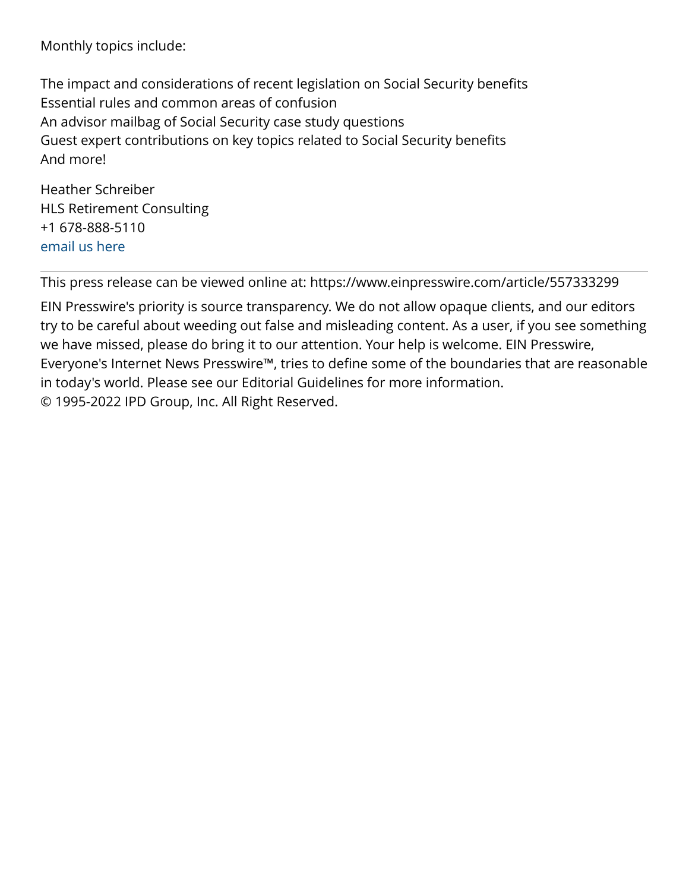Monthly topics include:

The impact and considerations of recent legislation on Social Security benefits
Essential rules and common areas of confusion
An advisor mailbag of Social Security case study questions
Guest expert contributions on key topics related to Social Security benefits
And more!

Heather Schreiber
HLS Retirement Consulting
+1 678-888-5110
email us here

---

This press release can be viewed online at: https://www.einpresswire.com/article/557333299

EIN Presswire's priority is source transparency. We do not allow opaque clients, and our editors try to be careful about weeding out false and misleading content. As a user, if you see something we have missed, please do bring it to our attention. Your help is welcome. EIN Presswire, Everyone's Internet News Presswire™, tries to define some of the boundaries that are reasonable in today's world. Please see our Editorial Guidelines for more information.
© 1995-2022 IPD Group, Inc. All Right Reserved.